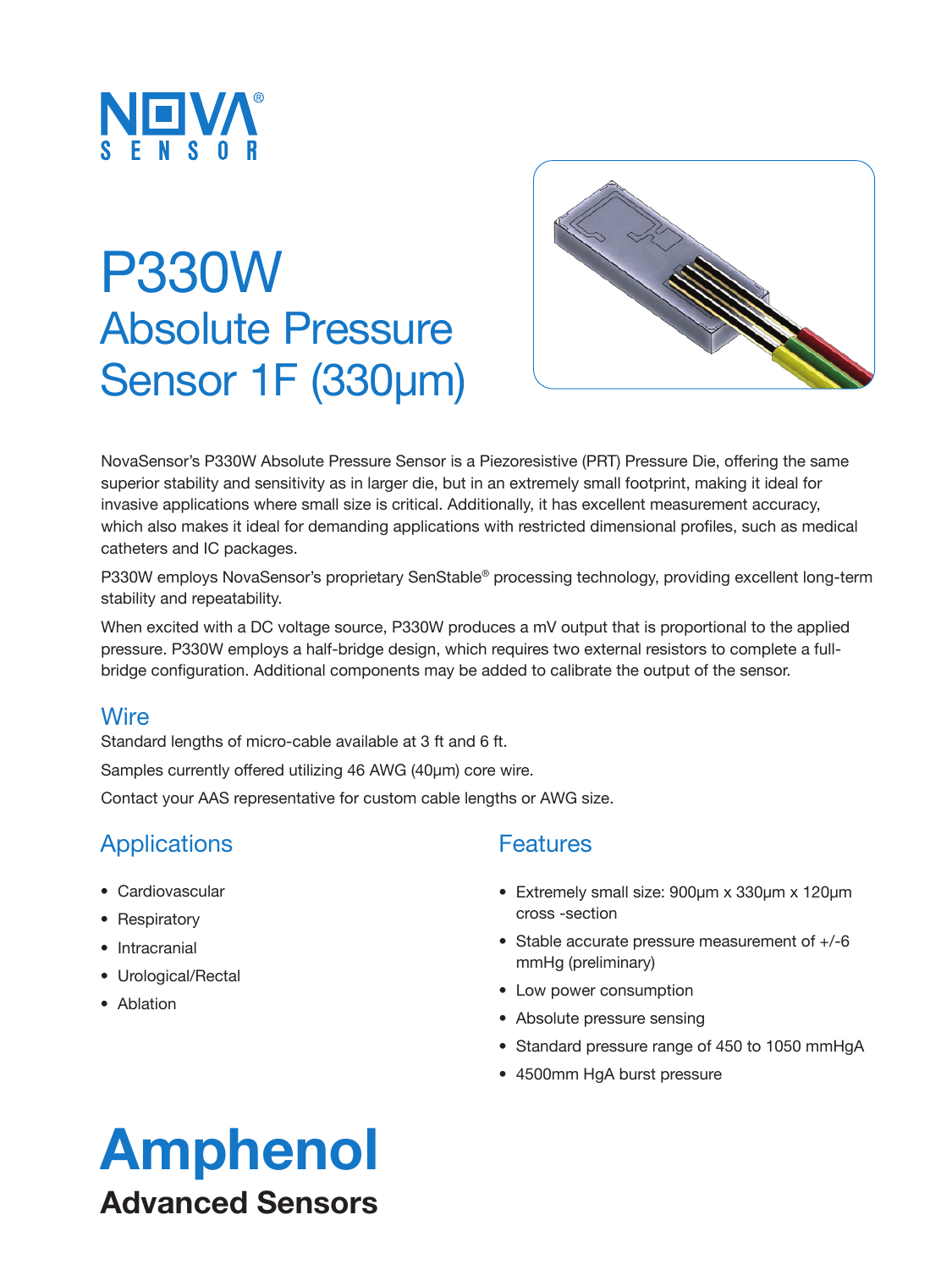NOVA® SENSOR

# P330W
## Absolute Pressure Sensor 1F (330μm)

NovaSensor's P330W Absolute Pressure Sensor is a Piezoresistive (PRT) Pressure Die, offering the same superior stability and sensitivity as in larger die, but in an extremely small footprint, making it ideal for invasive applications where small size is critical. Additionally, it has excellent measurement accuracy, which also makes it ideal for demanding applications with restricted dimensional profiles, such as medical catheters and IC packages.

P330W employs NovaSensor's proprietary SenStable® processing technology, providing excellent long-term stability and repeatability.

When excited with a DC voltage source, P330W produces a mV output that is proportional to the applied pressure. P330W employs a half-bridge design, which requires two external resistors to complete a full-bridge configuration. Additional components may be added to calibrate the output of the sensor.

### Wire

Standard lengths of micro-cable available at 3 ft and 6 ft.

Samples currently offered utilizing 46 AWG (40μm) core wire.

Contact your AAS representative for custom cable lengths or AWG size.

### Applications

- Cardiovascular
- Respiratory
- Intracranial
- Urological/Rectal
- Ablation

### Features

- Extremely small size: 900μm x 330μm x 120μm cross -section
- Stable accurate pressure measurement of +/-6 mmHg (preliminary)
- Low power consumption
- Absolute pressure sensing
- Standard pressure range of 450 to 1050 mmHgA
- 4500mm HgA burst pressure

**Amphenol**
**Advanced Sensors**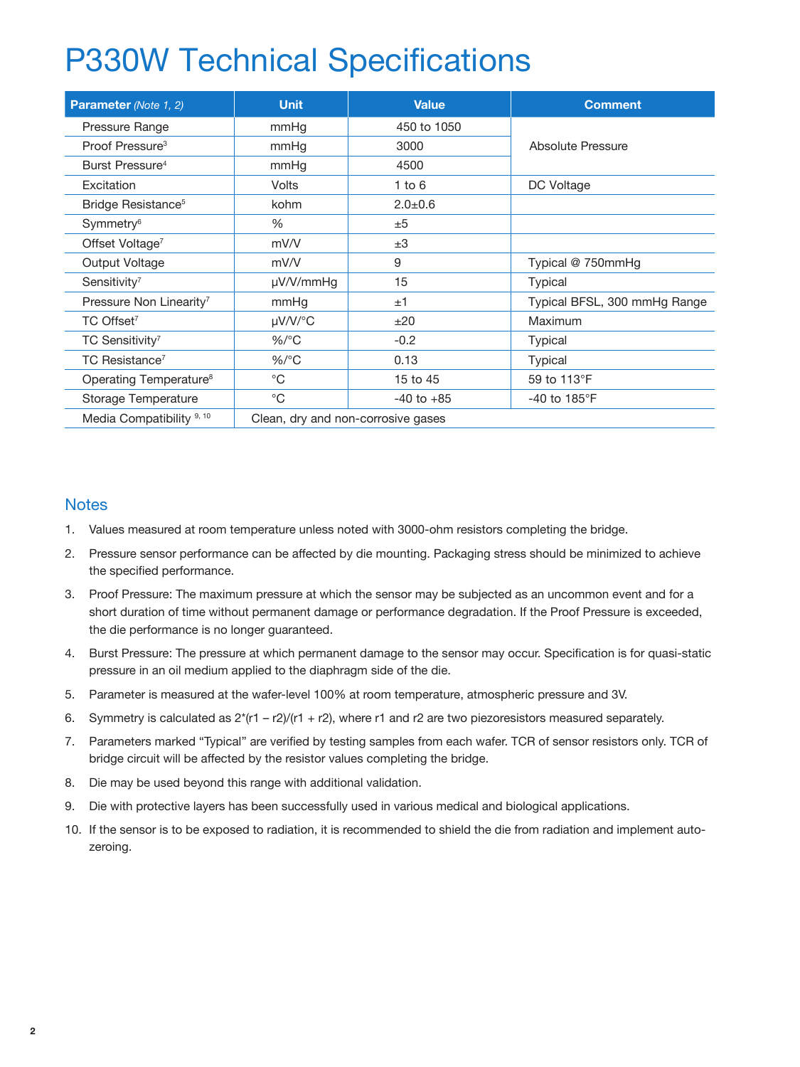# P330W Technical Specifications

| Parameter *(Note 1, 2)* | Unit | Value | Comment |
|---|---|---|---|
| Pressure Range | mmHg | 450 to 1050 | Absolute Pressure |
| Proof Pressure[3] | mmHg | 3000 | |
| Burst Pressure[4] | mmHg | 4500 | |
| Excitation | Volts | 1 to 6 | DC Voltage |
| Bridge Resistance[5] | kohm | 2.0±0.6 | |
| Symmetry[6] | % | ±5 | |
| Offset Voltage[7] | mV/V | ±3 | |
| Output Voltage | mV/V | 9 | Typical @ 750mmHg |
| Sensitivity[7] | µV/V/mmHg | 15 | Typical |
| Pressure Non Linearity[7] | mmHg | ±1 | Typical BFSL, 300 mmHg Range |
| TC Offset[7] | µV/V/°C | ±20 | Maximum |
| TC Sensitivity[7] | %/°C | -0.2 | Typical |
| TC Resistance[7] | %/°C | 0.13 | Typical |
| Operating Temperature[8] | °C | 15 to 45 | 59 to 113°F |
| Storage Temperature | °C | -40 to +85 | -40 to 185°F |
| Media Compatibility [9, 10] | Clean, dry and non-corrosive gases | | |

## Notes

1. Values measured at room temperature unless noted with 3000-ohm resistors completing the bridge.
2. Pressure sensor performance can be affected by die mounting. Packaging stress should be minimized to achieve the specified performance.
3. Proof Pressure: The maximum pressure at which the sensor may be subjected as an uncommon event and for a short duration of time without permanent damage or performance degradation. If the Proof Pressure is exceeded, the die performance is no longer guaranteed.
4. Burst Pressure: The pressure at which permanent damage to the sensor may occur. Specification is for quasi-static pressure in an oil medium applied to the diaphragm side of the die.
5. Parameter is measured at the wafer-level 100% at room temperature, atmospheric pressure and 3V.
6. Symmetry is calculated as $2*(r1 - r2)/(r1 + r2)$, where r1 and r2 are two piezoresistors measured separately.
7. Parameters marked "Typical" are verified by testing samples from each wafer. TCR of sensor resistors only. TCR of bridge circuit will be affected by the resistor values completing the bridge.
8. Die may be used beyond this range with additional validation.
9. Die with protective layers has been successfully used in various medical and biological applications.
10. If the sensor is to be exposed to radiation, it is recommended to shield the die from radiation and implement auto-zeroing.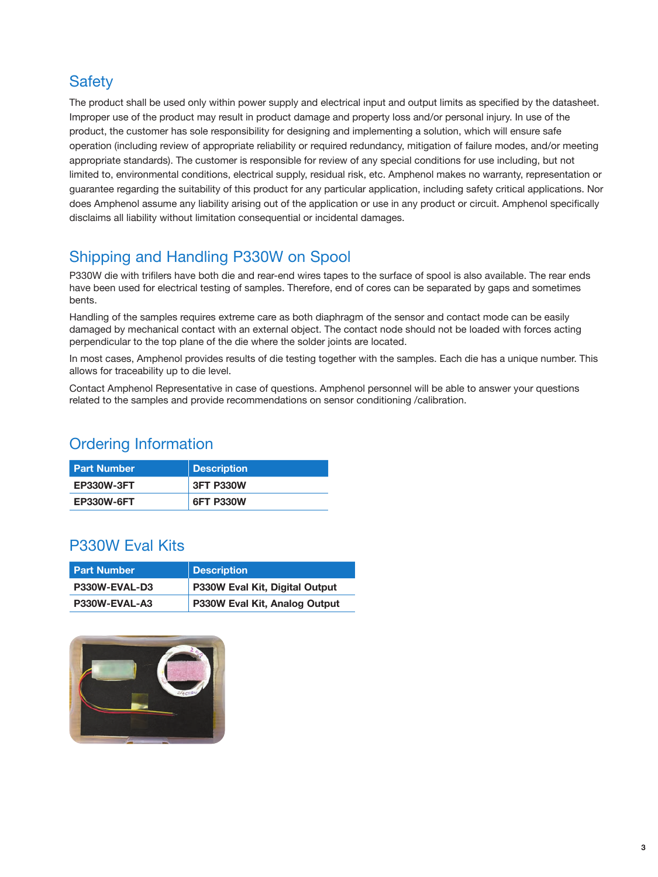## Safety

The product shall be used only within power supply and electrical input and output limits as specified by the datasheet. Improper use of the product may result in product damage and property loss and/or personal injury. In use of the product, the customer has sole responsibility for designing and implementing a solution, which will ensure safe operation (including review of appropriate reliability or required redundancy, mitigation of failure modes, and/or meeting appropriate standards). The customer is responsible for review of any special conditions for use including, but not limited to, environmental conditions, electrical supply, residual risk, etc. Amphenol makes no warranty, representation or guarantee regarding the suitability of this product for any particular application, including safety critical applications. Nor does Amphenol assume any liability arising out of the application or use in any product or circuit. Amphenol specifically disclaims all liability without limitation consequential or incidental damages.

## Shipping and Handling P330W on Spool

P330W die with trifilers have both die and rear-end wires tapes to the surface of spool is also available. The rear ends have been used for electrical testing of samples. Therefore, end of cores can be separated by gaps and sometimes bents.

Handling of the samples requires extreme care as both diaphragm of the sensor and contact mode can be easily damaged by mechanical contact with an external object. The contact node should not be loaded with forces acting perpendicular to the top plane of the die where the solder joints are located.

In most cases, Amphenol provides results of die testing together with the samples. Each die has a unique number. This allows for traceability up to die level.

Contact Amphenol Representative in case of questions. Amphenol personnel will be able to answer your questions related to the samples and provide recommendations on sensor conditioning /calibration.

## Ordering Information

| Part Number | Description |
| --- | --- |
| EP330W-3FT | 3FT P330W |
| EP330W-6FT | 6FT P330W |

## P330W Eval Kits

| Part Number | Description |
| --- | --- |
| P330W-EVAL-D3 | P330W Eval Kit, Digital Output |
| P330W-EVAL-A3 | P330W Eval Kit, Analog Output |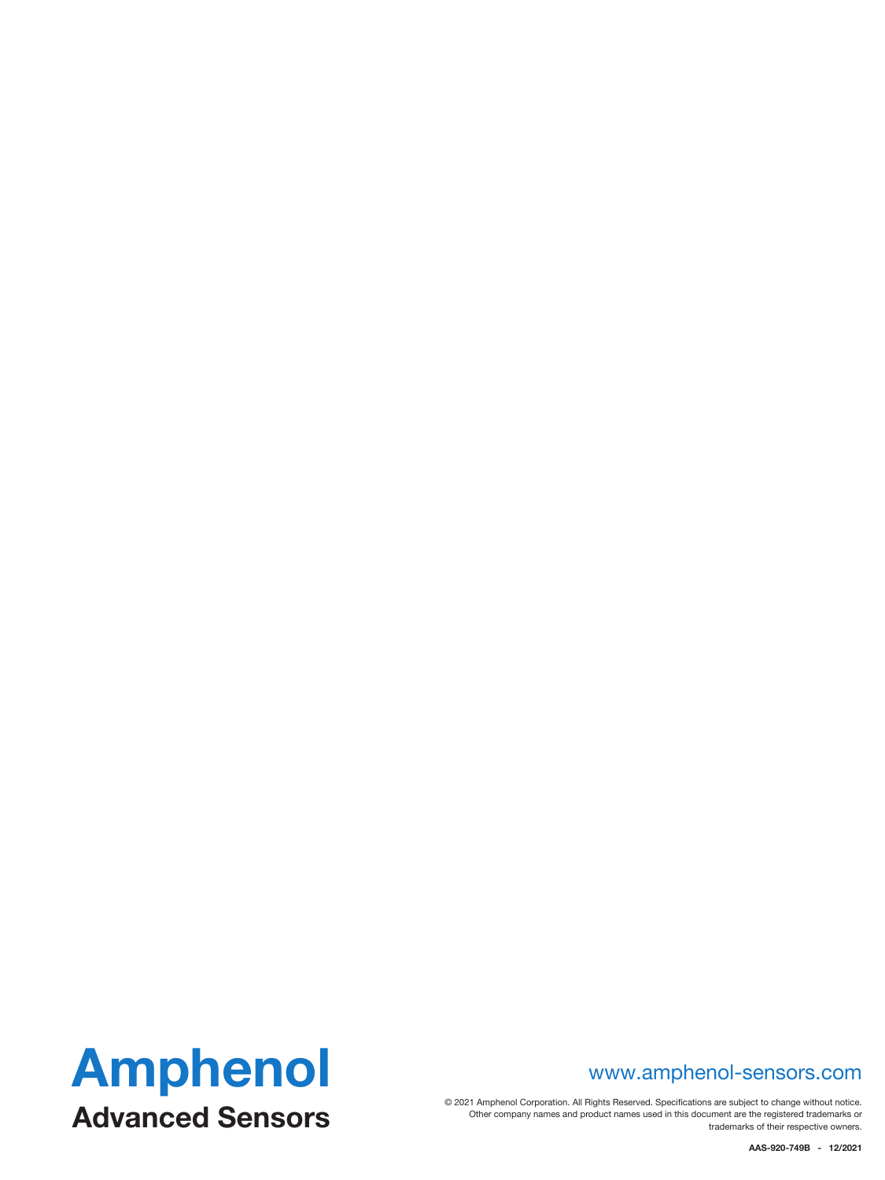**Amphenol**

**Advanced Sensors**

www.amphenol-sensors.com

© 2021 Amphenol Corporation. All Rights Reserved. Specifications are subject to change without notice. Other company names and product names used in this document are the registered trademarks or trademarks of their respective owners.

**AAS-920-749B - 12/2021**